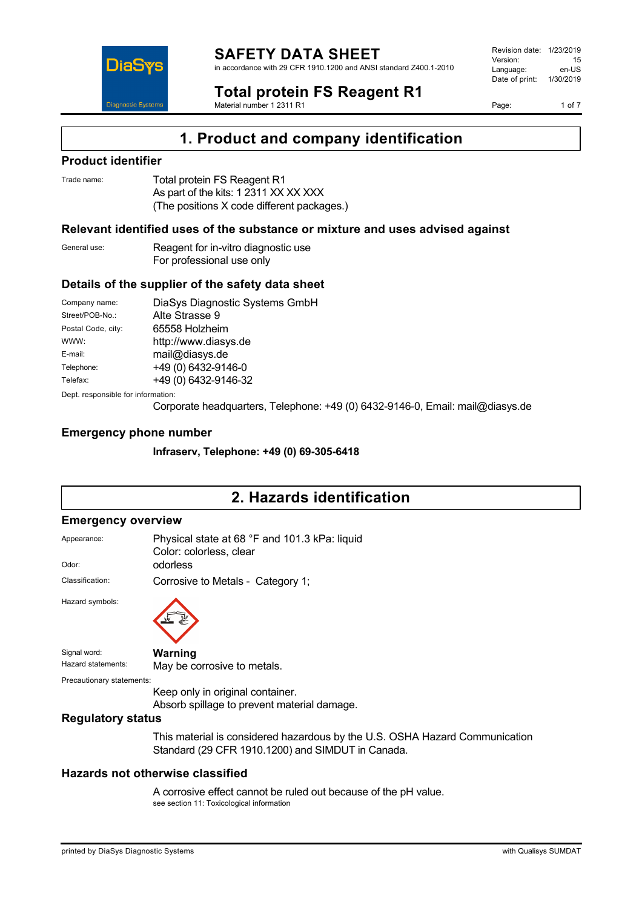# SAFETY DATA SHEET

in accordance with 29 CFR 1910.1200 and ANSI standard Z400.1-2010

| | |
|---|---|
| Revision date: | 1/23/2019 |
| Version: | 15 |
| Language: | en-US |
| Date of print: | 1/30/2019 |

# Total protein FS Reagent R1

Material number 1 2311 R1

## 1. Product and company identification

### Product identifier

Trade name: Total protein FS Reagent R1
As part of the kits: 1 2311 XX XX XXX
(The positions X code different packages.)

### Relevant identified uses of the substance or mixture and uses advised against

General use: Reagent for in-vitro diagnostic use
For professional use only

### Details of the supplier of the safety data sheet

| | |
|---|---|
| Company name: | DiaSys Diagnostic Systems GmbH |
| Street/POB-No.: | Alte Strasse 9 |
| Postal Code, city: | 65558 Holzheim |
| WWW: | http://www.diasys.de |
| E-mail: | mail@diasys.de |
| Telephone: | +49 (0) 6432-9146-0 |
| Telefax: | +49 (0) 6432-9146-32 |

Dept. responsible for information:
Corporate headquarters, Telephone: +49 (0) 6432-9146-0, Email: mail@diasys.de

### Emergency phone number

**Infraserv, Telephone: +49 (0) 69-305-6418**

## 2. Hazards identification

### Emergency overview

Appearance: Physical state at 68 °F and 101.3 kPa: liquid
Color: colorless, clear

Odor: odorless

Classification: Corrosive to Metals - Category 1;

Hazard symbols:

Signal word: **Warning**

Hazard statements: May be corrosive to metals.

Precautionary statements:
Keep only in original container.
Absorb spillage to prevent material damage.

### Regulatory status

This material is considered hazardous by the U.S. OSHA Hazard Communication Standard (29 CFR 1910.1200) and SIMDUT in Canada.

### Hazards not otherwise classified

A corrosive effect cannot be ruled out because of the pH value.
see section 11: Toxicological information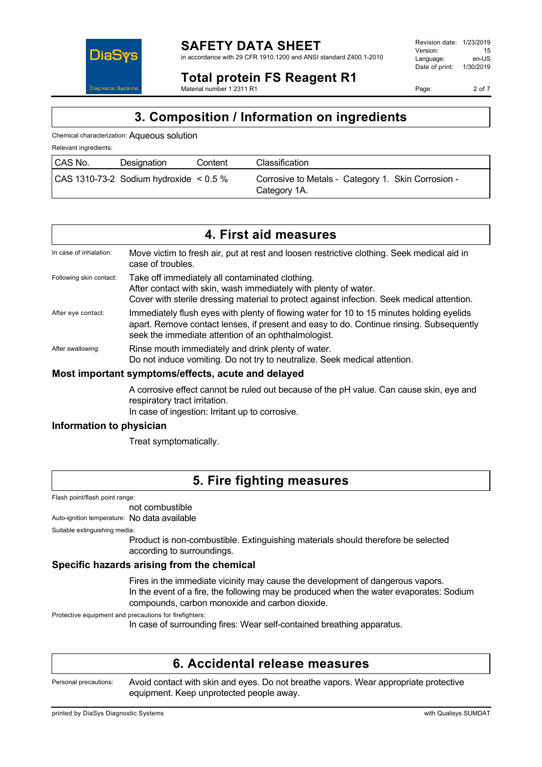## 3. Composition / Information on ingredients

Chemical characterization: Aqueous solution

Relevant ingredients:

| CAS No. | Designation | Content | Classification |
|---|---|---|---|
| CAS 1310-73-2 | Sodium hydroxide | < 0.5 % | Corrosive to Metals - Category 1. Skin Corrosion - Category 1A. |

## 4. First aid measures

In case of inhalation: Move victim to fresh air, put at rest and loosen restrictive clothing. Seek medical aid in case of troubles.

Following skin contact: Take off immediately all contaminated clothing.
After contact with skin, wash immediately with plenty of water.
Cover with sterile dressing material to protect against infection. Seek medical attention.

After eye contact: Immediately flush eyes with plenty of flowing water for 10 to 15 minutes holding eyelids apart. Remove contact lenses, if present and easy to do. Continue rinsing. Subsequently seek the immediate attention of an ophthalmologist.

After swallowing: Rinse mouth immediately and drink plenty of water.
Do not induce vomiting. Do not try to neutralize. Seek medical attention.

### Most important symptoms/effects, acute and delayed

A corrosive effect cannot be ruled out because of the pH value. Can cause skin, eye and respiratory tract irritation.
In case of ingestion: Irritant up to corrosive.

### Information to physician

Treat symptomatically.

## 5. Fire fighting measures

Flash point/flash point range:
not combustible

Auto-ignition temperature: No data available

Suitable extinguishing media:
Product is non-combustible. Extinguishing materials should therefore be selected according to surroundings.

### Specific hazards arising from the chemical

Fires in the immediate vicinity may cause the development of dangerous vapors.
In the event of a fire, the following may be produced when the water evaporates: Sodium compounds, carbon monoxide and carbon dioxide.

Protective equipment and precautions for firefighters:
In case of surrounding fires: Wear self-contained breathing apparatus.

## 6. Accidental release measures

Personal precautions: Avoid contact with skin and eyes. Do not breathe vapors. Wear appropriate protective equipment. Keep unprotected people away.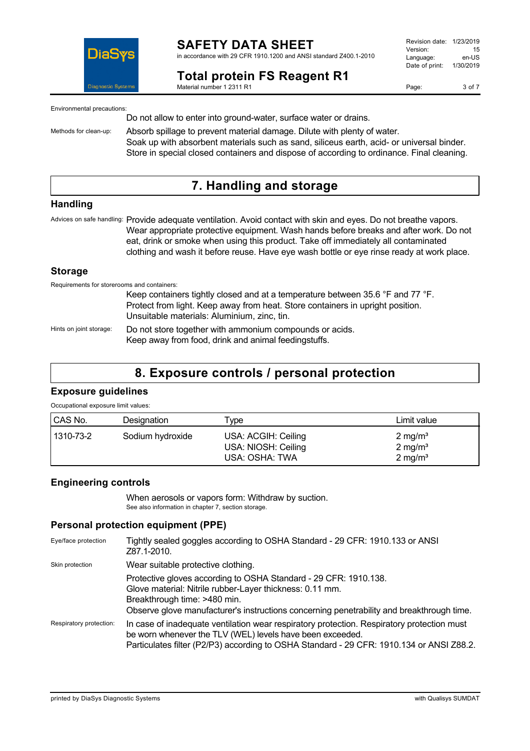Environmental precautions:

Do not allow to enter into ground-water, surface water or drains.

Methods for clean-up:

Absorb spillage to prevent material damage. Dilute with plenty of water.
Soak up with absorbent materials such as sand, siliceous earth, acid- or universal binder.
Store in special closed containers and dispose of according to ordinance. Final cleaning.

# 7. Handling and storage

## Handling

Advices on safe handling: Provide adequate ventilation. Avoid contact with skin and eyes. Do not breathe vapors. Wear appropriate protective equipment. Wash hands before breaks and after work. Do not eat, drink or smoke when using this product. Take off immediately all contaminated clothing and wash it before reuse. Have eye wash bottle or eye rinse ready at work place.

## Storage

Requirements for storerooms and containers:

Keep containers tightly closed and at a temperature between 35.6 °F and 77 °F.
Protect from light. Keep away from heat. Store containers in upright position.
Unsuitable materials: Aluminium, zinc, tin.

Hints on joint storage: Do not store together with ammonium compounds or acids.
Keep away from food, drink and animal feedingstuffs.

# 8. Exposure controls / personal protection

## Exposure guidelines

Occupational exposure limit values:

| CAS No. | Designation | Type | Limit value |
|---|---|---|---|
| 1310-73-2 | Sodium hydroxide | USA: ACGIH: Ceiling<br>USA: NIOSH: Ceiling<br>USA: OSHA: TWA | 2 mg/m³<br>2 mg/m³<br>2 mg/m³ |

## Engineering controls

When aerosols or vapors form: Withdraw by suction.
See also information in chapter 7, section storage.

## Personal protection equipment (PPE)

Eye/face protection: Tightly sealed goggles according to OSHA Standard - 29 CFR: 1910.133 or ANSI Z87.1-2010.

Skin protection: Wear suitable protective clothing.

Protective gloves according to OSHA Standard - 29 CFR: 1910.138.
Glove material: Nitrile rubber-Layer thickness: 0.11 mm.
Breakthrough time: >480 min.
Observe glove manufacturer's instructions concerning penetrability and breakthrough time.

Respiratory protection: In case of inadequate ventilation wear respiratory protection. Respiratory protection must be worn whenever the TLV (WEL) levels have been exceeded.
Particulates filter (P2/P3) according to OSHA Standard - 29 CFR: 1910.134 or ANSI Z88.2.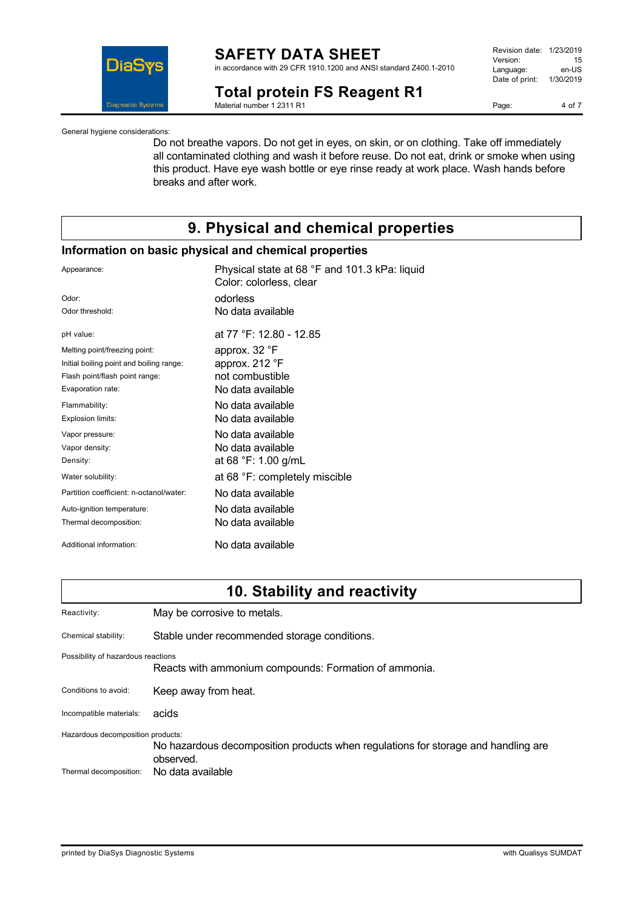General hygiene considerations:

Do not breathe vapors. Do not get in eyes, on skin, or on clothing. Take off immediately all contaminated clothing and wash it before reuse. Do not eat, drink or smoke when using this product. Have eye wash bottle or eye rinse ready at work place. Wash hands before breaks and after work.

## 9. Physical and chemical properties

### Information on basic physical and chemical properties

| | |
|---|---|
| Appearance: | Physical state at 68 °F and 101.3 kPa: liquid<br>Color: colorless, clear |
| Odor: | odorless |
| Odor threshold: | No data available |
| pH value: | at 77 °F: 12.80 - 12.85 |
| Melting point/freezing point: | approx. 32 °F |
| Initial boiling point and boiling range: | approx. 212 °F |
| Flash point/flash point range: | not combustible |
| Evaporation rate: | No data available |
| Flammability: | No data available |
| Explosion limits: | No data available |
| Vapor pressure: | No data available |
| Vapor density: | No data available |
| Density: | at 68 °F: 1.00 g/mL |
| Water solubility: | at 68 °F: completely miscible |
| Partition coefficient: n-octanol/water: | No data available |
| Auto-ignition temperature: | No data available |
| Thermal decomposition: | No data available |
| Additional information: | No data available |

## 10. Stability and reactivity

Reactivity: May be corrosive to metals.

Chemical stability: Stable under recommended storage conditions.

Possibility of hazardous reactions

Reacts with ammonium compounds: Formation of ammonia.

Conditions to avoid: Keep away from heat.

Incompatible materials: acids

Hazardous decomposition products:

No hazardous decomposition products when regulations for storage and handling are observed.

Thermal decomposition: No data available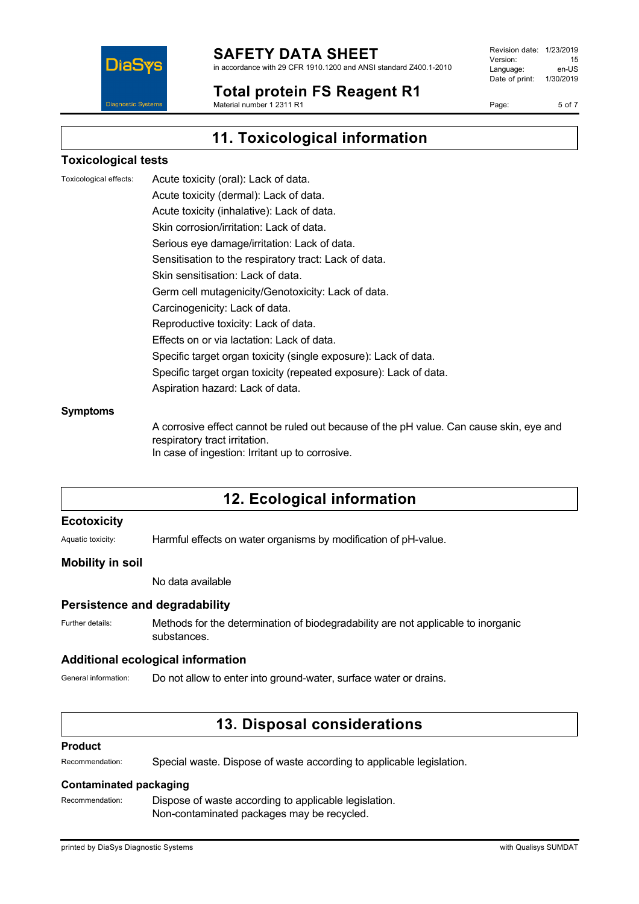## 11. Toxicological information

### Toxicological tests

Toxicological effects:

Acute toxicity (oral): Lack of data.
Acute toxicity (dermal): Lack of data.
Acute toxicity (inhalative): Lack of data.
Skin corrosion/irritation: Lack of data.
Serious eye damage/irritation: Lack of data.
Sensitisation to the respiratory tract: Lack of data.
Skin sensitisation: Lack of data.
Germ cell mutagenicity/Genotoxicity: Lack of data.
Carcinogenicity: Lack of data.
Reproductive toxicity: Lack of data.
Effects on or via lactation: Lack of data.
Specific target organ toxicity (single exposure): Lack of data.
Specific target organ toxicity (repeated exposure): Lack of data.
Aspiration hazard: Lack of data.

### Symptoms

A corrosive effect cannot be ruled out because of the pH value. Can cause skin, eye and respiratory tract irritation.
In case of ingestion: Irritant up to corrosive.

## 12. Ecological information

### Ecotoxicity

Aquatic toxicity: Harmful effects on water organisms by modification of pH-value.

### Mobility in soil

No data available

### Persistence and degradability

Further details: Methods for the determination of biodegradability are not applicable to inorganic substances.

### Additional ecological information

General information: Do not allow to enter into ground-water, surface water or drains.

## 13. Disposal considerations

### Product

Recommendation: Special waste. Dispose of waste according to applicable legislation.

### Contaminated packaging

Recommendation: Dispose of waste according to applicable legislation.
Non-contaminated packages may be recycled.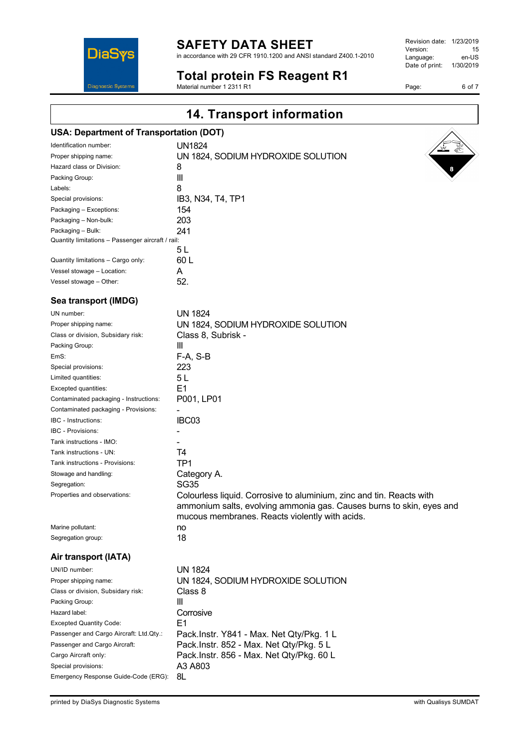# 14. Transport information

## USA: Department of Transportation (DOT)

| | |
|---|---|
| Identification number: | UN1824 |
| Proper shipping name: | UN 1824, SODIUM HYDROXIDE SOLUTION |
| Hazard class or Division: | 8 |
| Packing Group: | III |
| Labels: | 8 |
| Special provisions: | IB3, N34, T4, TP1 |
| Packaging – Exceptions: | 154 |
| Packaging – Non-bulk: | 203 |
| Packaging – Bulk: | 241 |
| Quantity limitations – Passenger aircraft / rail: | 5 L |
| Quantity limitations – Cargo only: | 60 L |
| Vessel stowage – Location: | A |
| Vessel stowage – Other: | 52. |

## Sea transport (IMDG)

| | |
|---|---|
| UN number: | UN 1824 |
| Proper shipping name: | UN 1824, SODIUM HYDROXIDE SOLUTION |
| Class or division, Subsidary risk: | Class 8, Subrisk - |
| Packing Group: | III |
| EmS: | F-A, S-B |
| Special provisions: | 223 |
| Limited quantities: | 5 L |
| Excepted quantities: | E1 |
| Contaminated packaging - Instructions: | P001, LP01 |
| Contaminated packaging - Provisions: | - |
| IBC - Instructions: | IBC03 |
| IBC - Provisions: | - |
| Tank instructions - IMO: | - |
| Tank instructions - UN: | T4 |
| Tank instructions - Provisions: | TP1 |
| Stowage and handling: | Category A. |
| Segregation: | SG35 |
| Properties and observations: | Colourless liquid. Corrosive to aluminium, zinc and tin. Reacts with ammonium salts, evolving ammonia gas. Causes burns to skin, eyes and mucous membranes. Reacts violently with acids. |
| Marine pollutant: | no |
| Segregation group: | 18 |

## Air transport (IATA)

| | |
|---|---|
| UN/ID number: | UN 1824 |
| Proper shipping name: | UN 1824, SODIUM HYDROXIDE SOLUTION |
| Class or division, Subsidary risk: | Class 8 |
| Packing Group: | III |
| Hazard label: | Corrosive |
| Excepted Quantity Code: | E1 |
| Passenger and Cargo Aircraft: Ltd.Qty.: | Pack.Instr. Y841 - Max. Net Qty/Pkg. 1 L |
| Passenger and Cargo Aircraft: | Pack.Instr. 852 - Max. Net Qty/Pkg. 5 L |
| Cargo Aircraft only: | Pack.Instr. 856 - Max. Net Qty/Pkg. 60 L |
| Special provisions: | A3 A803 |
| Emergency Response Guide-Code (ERG): | 8L |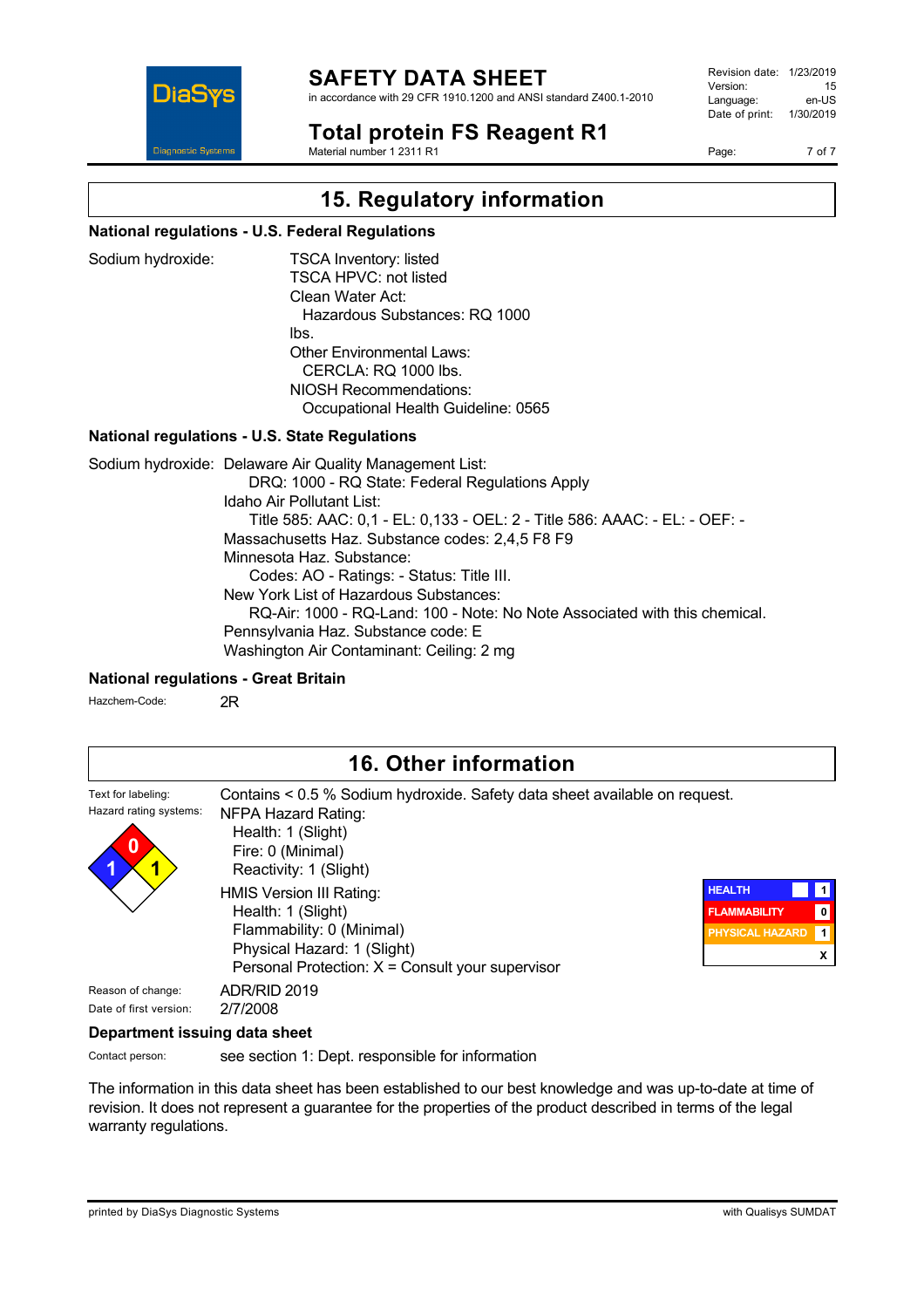## 15. Regulatory information

### National regulations - U.S. Federal Regulations

Sodium hydroxide:
TSCA Inventory: listed
TSCA HPVC: not listed
Clean Water Act:
Hazardous Substances: RQ 1000 lbs.
Other Environmental Laws:
CERCLA: RQ 1000 lbs.
NIOSH Recommendations:
Occupational Health Guideline: 0565

### National regulations - U.S. State Regulations

Sodium hydroxide: Delaware Air Quality Management List:
DRQ: 1000 - RQ State: Federal Regulations Apply
Idaho Air Pollutant List:
Title 585: AAC: 0,1 - EL: 0,133 - OEL: 2 - Title 586: AAAC: - EL: - OEF: -
Massachusetts Haz. Substance codes: 2,4,5 F8 F9
Minnesota Haz. Substance:
Codes: AO - Ratings: - Status: Title III.
New York List of Hazardous Substances:
RQ-Air: 1000 - RQ-Land: 100 - Note: No Note Associated with this chemical.
Pennsylvania Haz. Substance code: E
Washington Air Contaminant: Ceiling: 2 mg

### National regulations - Great Britain

Hazchem-Code: 2R

## 16. Other information

Text for labeling: Contains < 0.5 % Sodium hydroxide. Safety data sheet available on request.

Hazard rating systems: NFPA Hazard Rating:
Health: 1 (Slight)
Fire: 0 (Minimal)
Reactivity: 1 (Slight)

HMIS Version III Rating:
Health: 1 (Slight)
Flammability: 0 (Minimal)
Physical Hazard: 1 (Slight)
Personal Protection: X = Consult your supervisor

| | |
|---|---|
| HEALTH | 1 |
| FLAMMABILITY | 0 |
| PHYSICAL HAZARD | 1 |
| | X |

Reason of change: ADR/RID 2019

Date of first version: 2/7/2008

### Department issuing data sheet

Contact person: see section 1: Dept. responsible for information

The information in this data sheet has been established to our best knowledge and was up-to-date at time of revision. It does not represent a guarantee for the properties of the product described in terms of the legal warranty regulations.